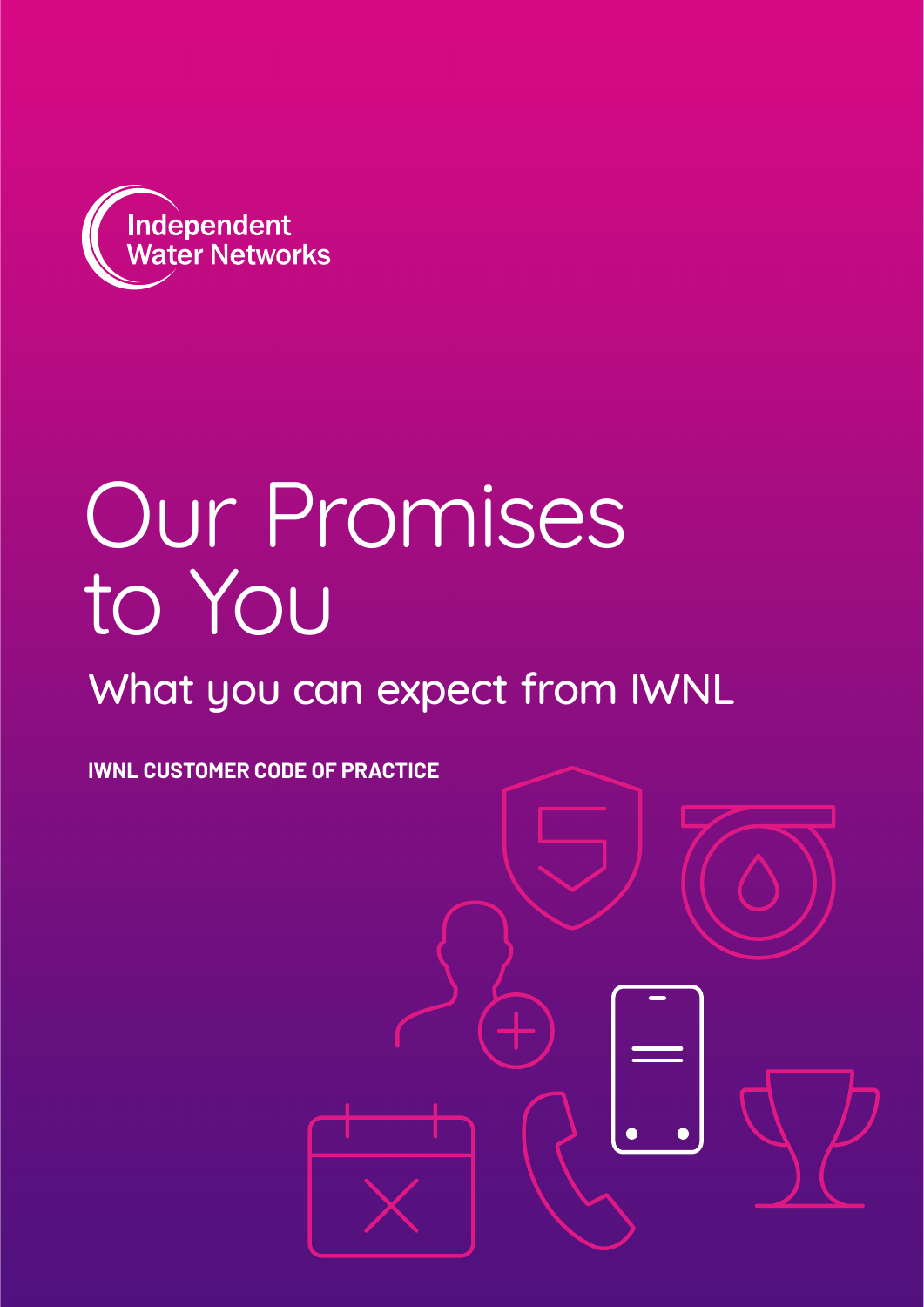Independent Water Networks

# Our Promises to You

## What you can expect from IWNL

**IWNL CUSTOMER CODE OF PRACTICE**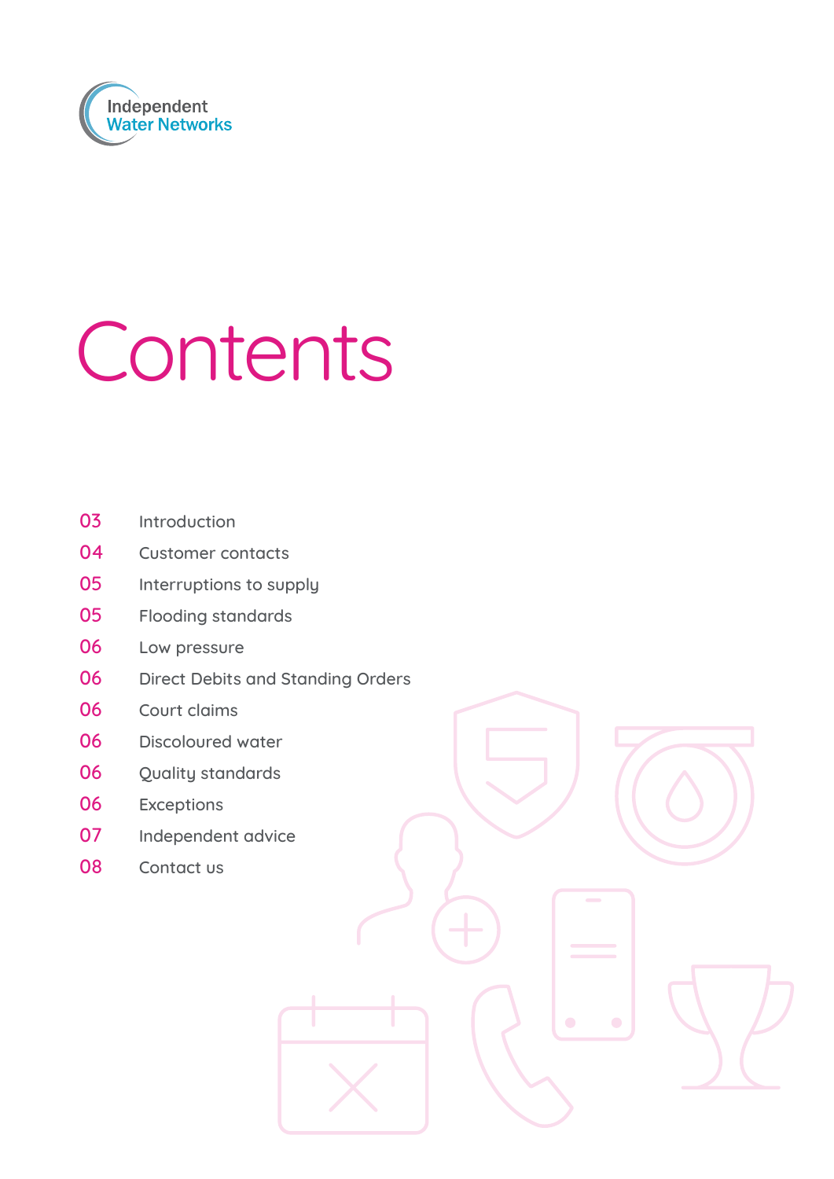Independent Water Networks

# Contents

| | |
|---|---|
| 03 | Introduction |
| 04 | Customer contacts |
| 05 | Interruptions to supply |
| 05 | Flooding standards |
| 06 | Low pressure |
| 06 | Direct Debits and Standing Orders |
| 06 | Court claims |
| 06 | Discoloured water |
| 06 | Quality standards |
| 06 | Exceptions |
| 07 | Independent advice |
| 08 | Contact us |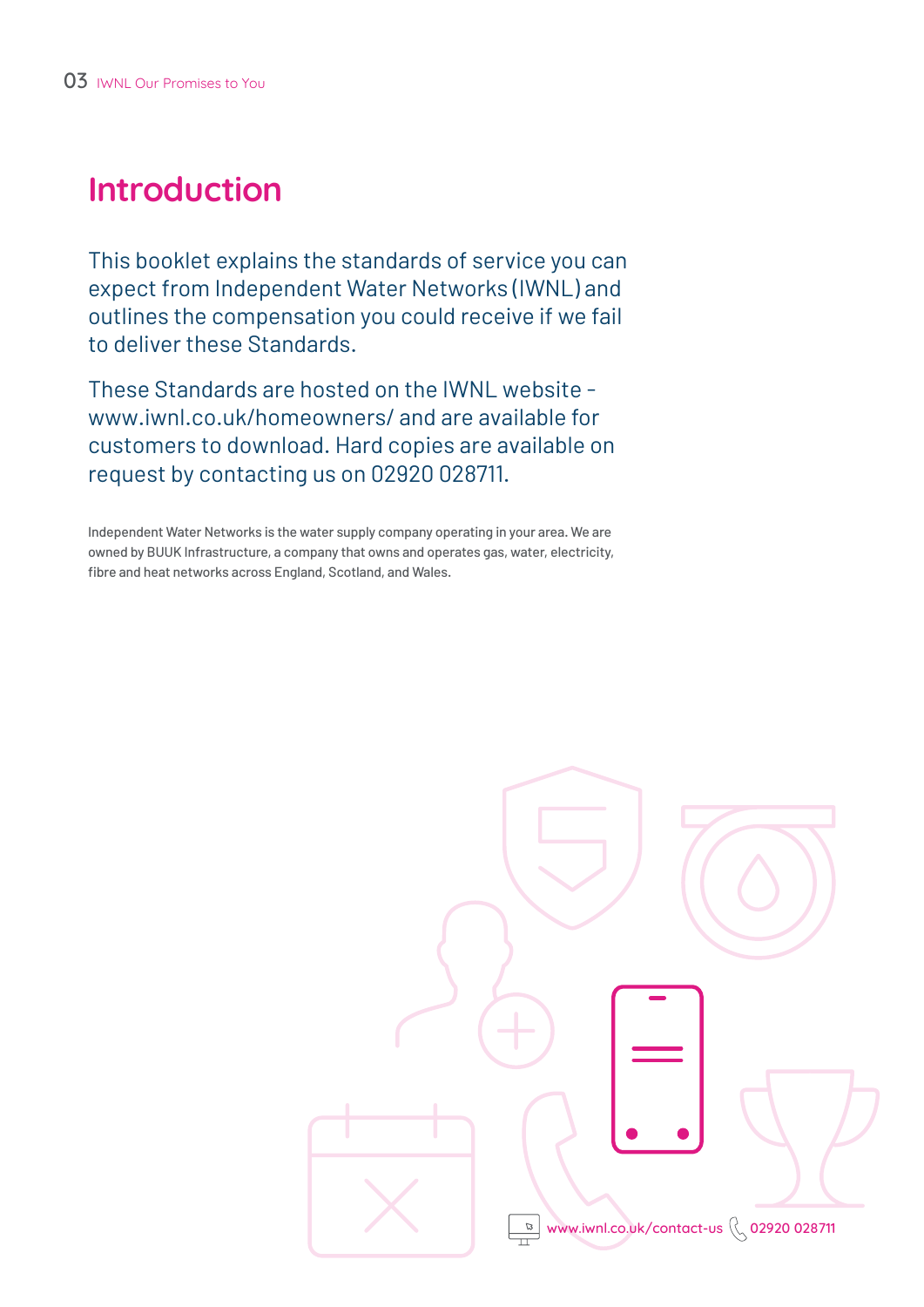# Introduction

This booklet explains the standards of service you can expect from Independent Water Networks (IWNL) and outlines the compensation you could receive if we fail to deliver these Standards.

These Standards are hosted on the IWNL website - www.iwnl.co.uk/homeowners/ and are available for customers to download. Hard copies are available on request by contacting us on 02920 028711.

Independent Water Networks is the water supply company operating in your area. We are owned by BUUK Infrastructure, a company that owns and operates gas, water, electricity, fibre and heat networks across England, Scotland, and Wales.

www.iwnl.co.uk/contact-us 02920 028711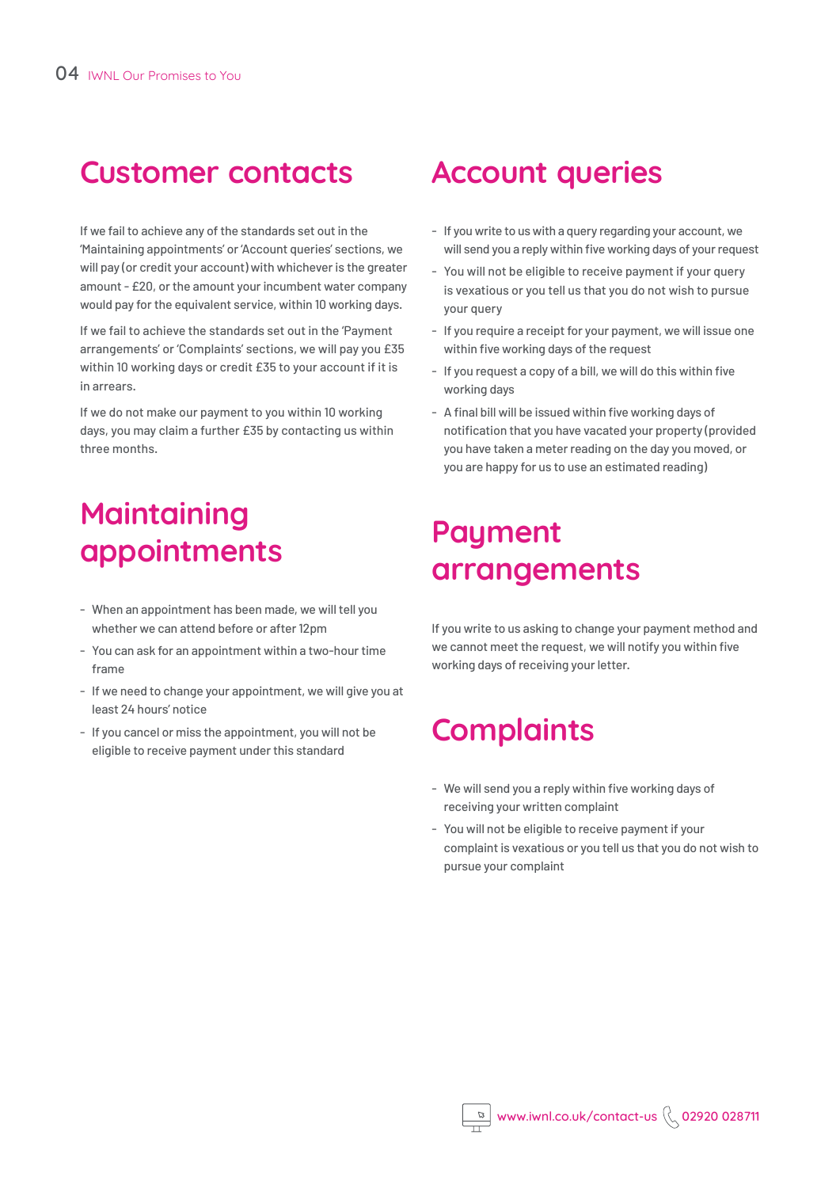## Customer contacts

If we fail to achieve any of the standards set out in the 'Maintaining appointments' or 'Account queries' sections, we will pay (or credit your account) with whichever is the greater amount - £20, or the amount your incumbent water company would pay for the equivalent service, within 10 working days.

If we fail to achieve the standards set out in the 'Payment arrangements' or 'Complaints' sections, we will pay you £35 within 10 working days or credit £35 to your account if it is in arrears.

If we do not make our payment to you within 10 working days, you may claim a further £35 by contacting us within three months.

## Maintaining appointments

- When an appointment has been made, we will tell you whether we can attend before or after 12pm
- You can ask for an appointment within a two-hour time frame
- If we need to change your appointment, we will give you at least 24 hours' notice
- If you cancel or miss the appointment, you will not be eligible to receive payment under this standard

## Account queries

- If you write to us with a query regarding your account, we will send you a reply within five working days of your request
- You will not be eligible to receive payment if your query is vexatious or you tell us that you do not wish to pursue your query
- If you require a receipt for your payment, we will issue one within five working days of the request
- If you request a copy of a bill, we will do this within five working days
- A final bill will be issued within five working days of notification that you have vacated your property (provided you have taken a meter reading on the day you moved, or you are happy for us to use an estimated reading)

## Payment arrangements

If you write to us asking to change your payment method and we cannot meet the request, we will notify you within five working days of receiving your letter.

## Complaints

- We will send you a reply within five working days of receiving your written complaint
- You will not be eligible to receive payment if your complaint is vexatious or you tell us that you do not wish to pursue your complaint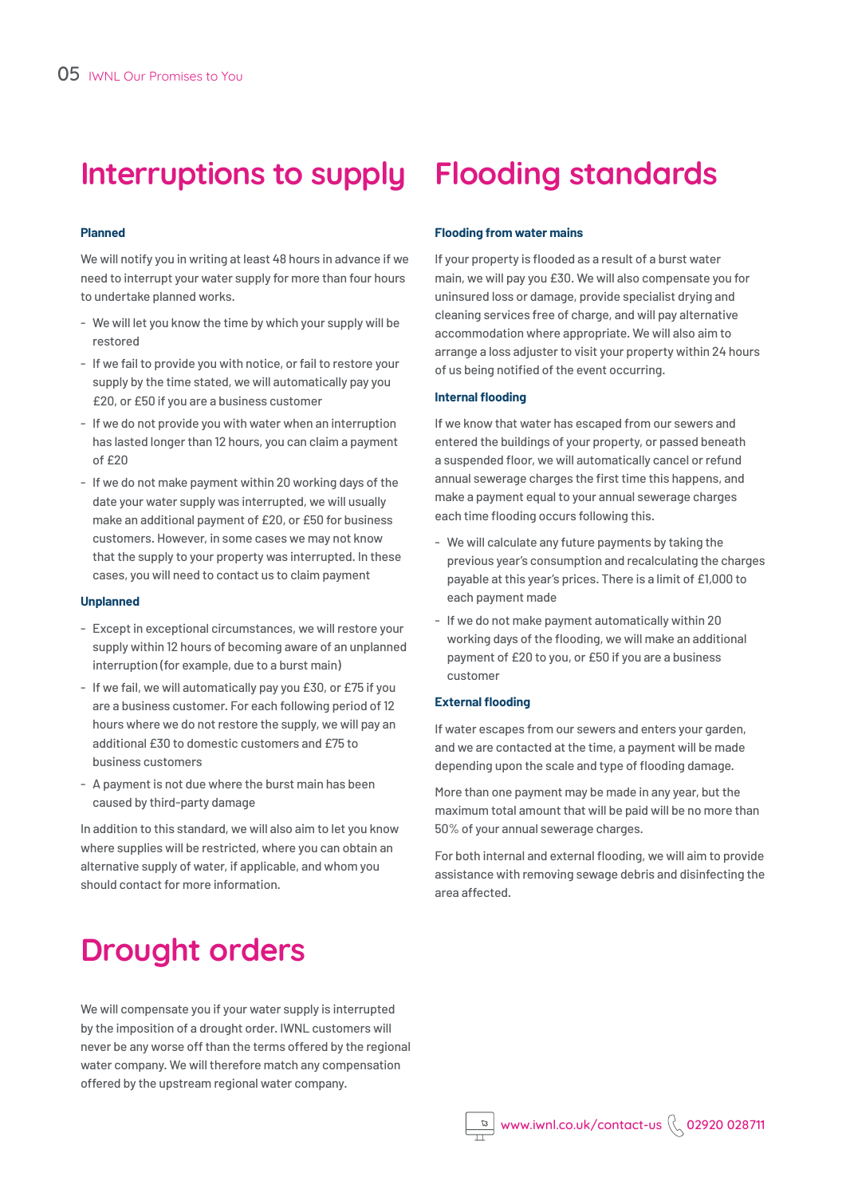## Interruptions to supply

### Planned

We will notify you in writing at least 48 hours in advance if we need to interrupt your water supply for more than four hours to undertake planned works.

- We will let you know the time by which your supply will be restored
- If we fail to provide you with notice, or fail to restore your supply by the time stated, we will automatically pay you £20, or £50 if you are a business customer
- If we do not provide you with water when an interruption has lasted longer than 12 hours, you can claim a payment of £20
- If we do not make payment within 20 working days of the date your water supply was interrupted, we will usually make an additional payment of £20, or £50 for business customers. However, in some cases we may not know that the supply to your property was interrupted. In these cases, you will need to contact us to claim payment

### Unplanned

- Except in exceptional circumstances, we will restore your supply within 12 hours of becoming aware of an unplanned interruption (for example, due to a burst main)
- If we fail, we will automatically pay you £30, or £75 if you are a business customer. For each following period of 12 hours where we do not restore the supply, we will pay an additional £30 to domestic customers and £75 to business customers
- A payment is not due where the burst main has been caused by third-party damage

In addition to this standard, we will also aim to let you know where supplies will be restricted, where you can obtain an alternative supply of water, if applicable, and whom you should contact for more information.

## Drought orders

We will compensate you if your water supply is interrupted by the imposition of a drought order. IWNL customers will never be any worse off than the terms offered by the regional water company. We will therefore match any compensation offered by the upstream regional water company.

## Flooding standards

### Flooding from water mains

If your property is flooded as a result of a burst water main, we will pay you £30. We will also compensate you for uninsured loss or damage, provide specialist drying and cleaning services free of charge, and will pay alternative accommodation where appropriate. We will also aim to arrange a loss adjuster to visit your property within 24 hours of us being notified of the event occurring.

### Internal flooding

If we know that water has escaped from our sewers and entered the buildings of your property, or passed beneath a suspended floor, we will automatically cancel or refund annual sewerage charges the first time this happens, and make a payment equal to your annual sewerage charges each time flooding occurs following this.

- We will calculate any future payments by taking the previous year's consumption and recalculating the charges payable at this year's prices. There is a limit of £1,000 to each payment made
- If we do not make payment automatically within 20 working days of the flooding, we will make an additional payment of £20 to you, or £50 if you are a business customer

### External flooding

If water escapes from our sewers and enters your garden, and we are contacted at the time, a payment will be made depending upon the scale and type of flooding damage.

More than one payment may be made in any year, but the maximum total amount that will be paid will be no more than 50% of your annual sewerage charges.

For both internal and external flooding, we will aim to provide assistance with removing sewage debris and disinfecting the area affected.

www.iwnl.co.uk/contact-us 02920 028711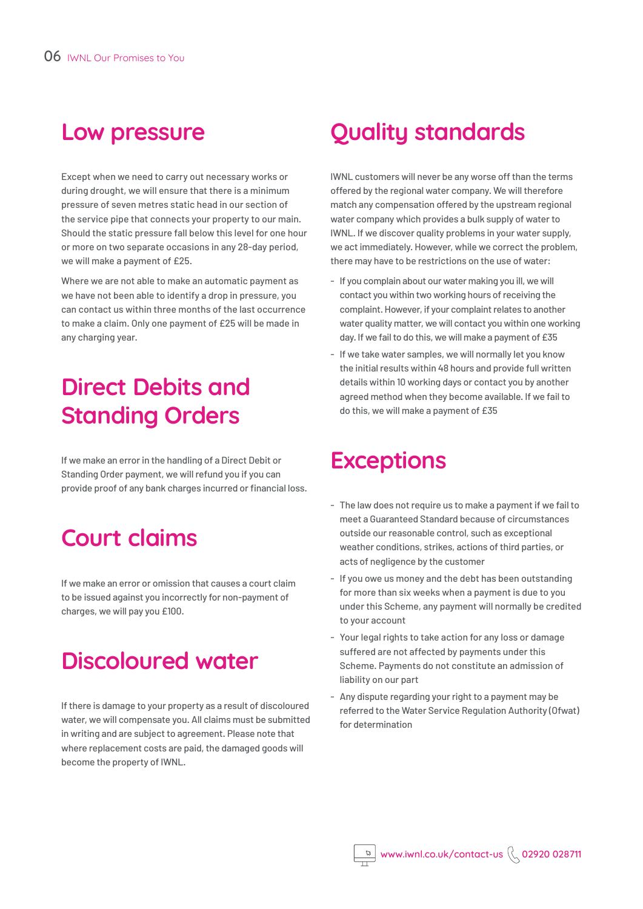## Low pressure

Except when we need to carry out necessary works or during drought, we will ensure that there is a minimum pressure of seven metres static head in our section of the service pipe that connects your property to our main. Should the static pressure fall below this level for one hour or more on two separate occasions in any 28-day period, we will make a payment of £25.

Where we are not able to make an automatic payment as we have not been able to identify a drop in pressure, you can contact us within three months of the last occurrence to make a claim. Only one payment of £25 will be made in any charging year.

## Direct Debits and Standing Orders

If we make an error in the handling of a Direct Debit or Standing Order payment, we will refund you if you can provide proof of any bank charges incurred or financial loss.

## Court claims

If we make an error or omission that causes a court claim to be issued against you incorrectly for non-payment of charges, we will pay you £100.

## Discoloured water

If there is damage to your property as a result of discoloured water, we will compensate you. All claims must be submitted in writing and are subject to agreement. Please note that where replacement costs are paid, the damaged goods will become the property of IWNL.

## Quality standards

IWNL customers will never be any worse off than the terms offered by the regional water company. We will therefore match any compensation offered by the upstream regional water company which provides a bulk supply of water to IWNL. If we discover quality problems in your water supply, we act immediately. However, while we correct the problem, there may have to be restrictions on the use of water:

- If you complain about our water making you ill, we will contact you within two working hours of receiving the complaint. However, if your complaint relates to another water quality matter, we will contact you within one working day. If we fail to do this, we will make a payment of £35
- If we take water samples, we will normally let you know the initial results within 48 hours and provide full written details within 10 working days or contact you by another agreed method when they become available. If we fail to do this, we will make a payment of £35

## Exceptions

- The law does not require us to make a payment if we fail to meet a Guaranteed Standard because of circumstances outside our reasonable control, such as exceptional weather conditions, strikes, actions of third parties, or acts of negligence by the customer
- If you owe us money and the debt has been outstanding for more than six weeks when a payment is due to you under this Scheme, any payment will normally be credited to your account
- Your legal rights to take action for any loss or damage suffered are not affected by payments under this Scheme. Payments do not constitute an admission of liability on our part
- Any dispute regarding your right to a payment may be referred to the Water Service Regulation Authority (Ofwat) for determination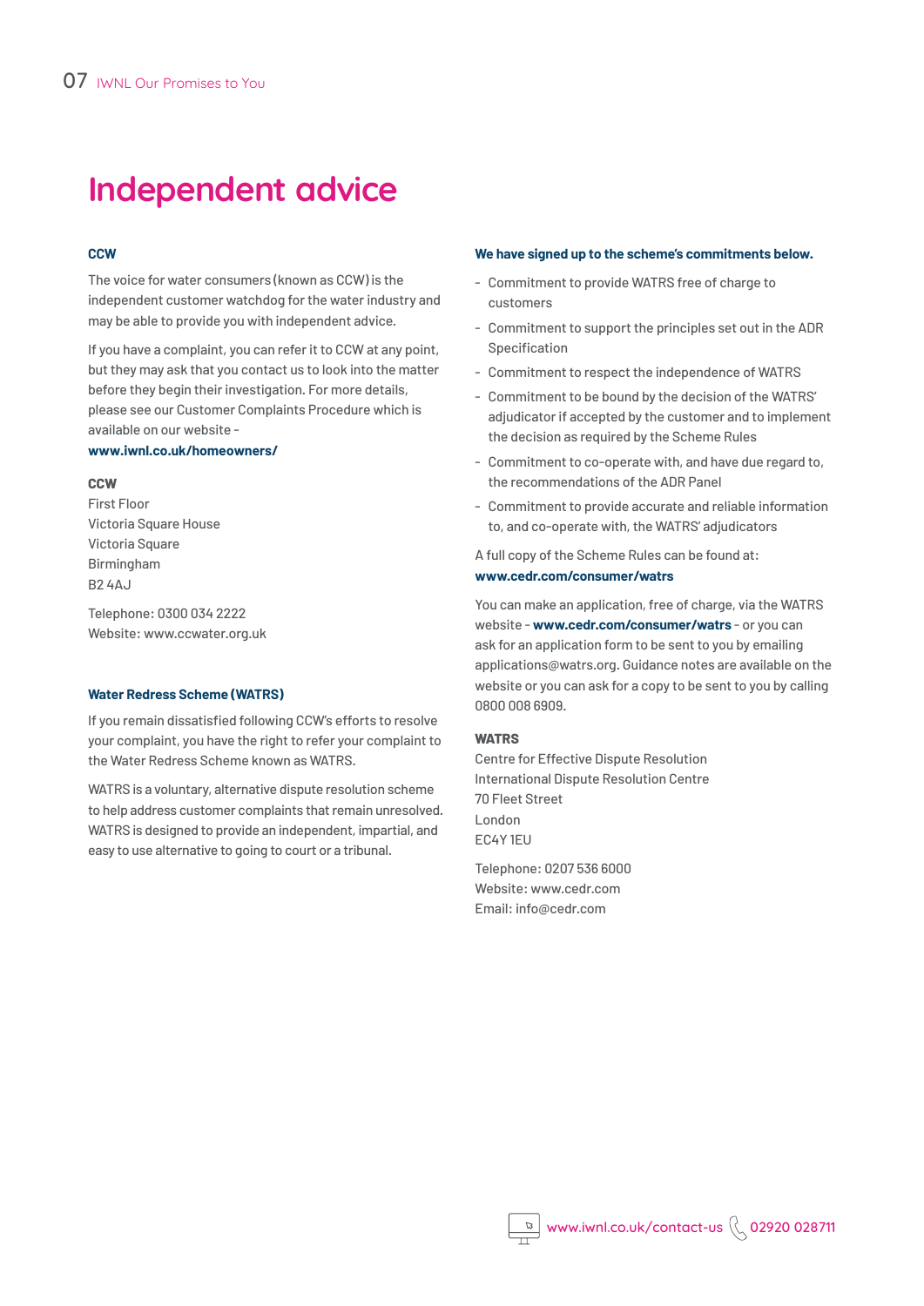# Independent advice

### CCW

The voice for water consumers (known as CCW) is the independent customer watchdog for the water industry and may be able to provide you with independent advice.

If you have a complaint, you can refer it to CCW at any point, but they may ask that you contact us to look into the matter before they begin their investigation. For more details, please see our Customer Complaints Procedure which is available on our website - **www.iwnl.co.uk/homeowners/**

**CCW**
First Floor
Victoria Square House
Victoria Square
Birmingham
B2 4AJ

Telephone: 0300 034 2222
Website: www.ccwater.org.uk

### Water Redress Scheme (WATRS)

If you remain dissatisfied following CCW's efforts to resolve your complaint, you have the right to refer your complaint to the Water Redress Scheme known as WATRS.

WATRS is a voluntary, alternative dispute resolution scheme to help address customer complaints that remain unresolved. WATRS is designed to provide an independent, impartial, and easy to use alternative to going to court or a tribunal.

**We have signed up to the scheme's commitments below.**

- Commitment to provide WATRS free of charge to customers
- Commitment to support the principles set out in the ADR Specification
- Commitment to respect the independence of WATRS
- Commitment to be bound by the decision of the WATRS' adjudicator if accepted by the customer and to implement the decision as required by the Scheme Rules
- Commitment to co-operate with, and have due regard to, the recommendations of the ADR Panel
- Commitment to provide accurate and reliable information to, and co-operate with, the WATRS' adjudicators

A full copy of the Scheme Rules can be found at: **www.cedr.com/consumer/watrs**

You can make an application, free of charge, via the WATRS website - **www.cedr.com/consumer/watrs** - or you can ask for an application form to be sent to you by emailing applications@watrs.org. Guidance notes are available on the website or you can ask for a copy to be sent to you by calling 0800 008 6909.

**WATRS**
Centre for Effective Dispute Resolution
International Dispute Resolution Centre
70 Fleet Street
London
EC4Y 1EU

Telephone: 0207 536 6000
Website: www.cedr.com
Email: info@cedr.com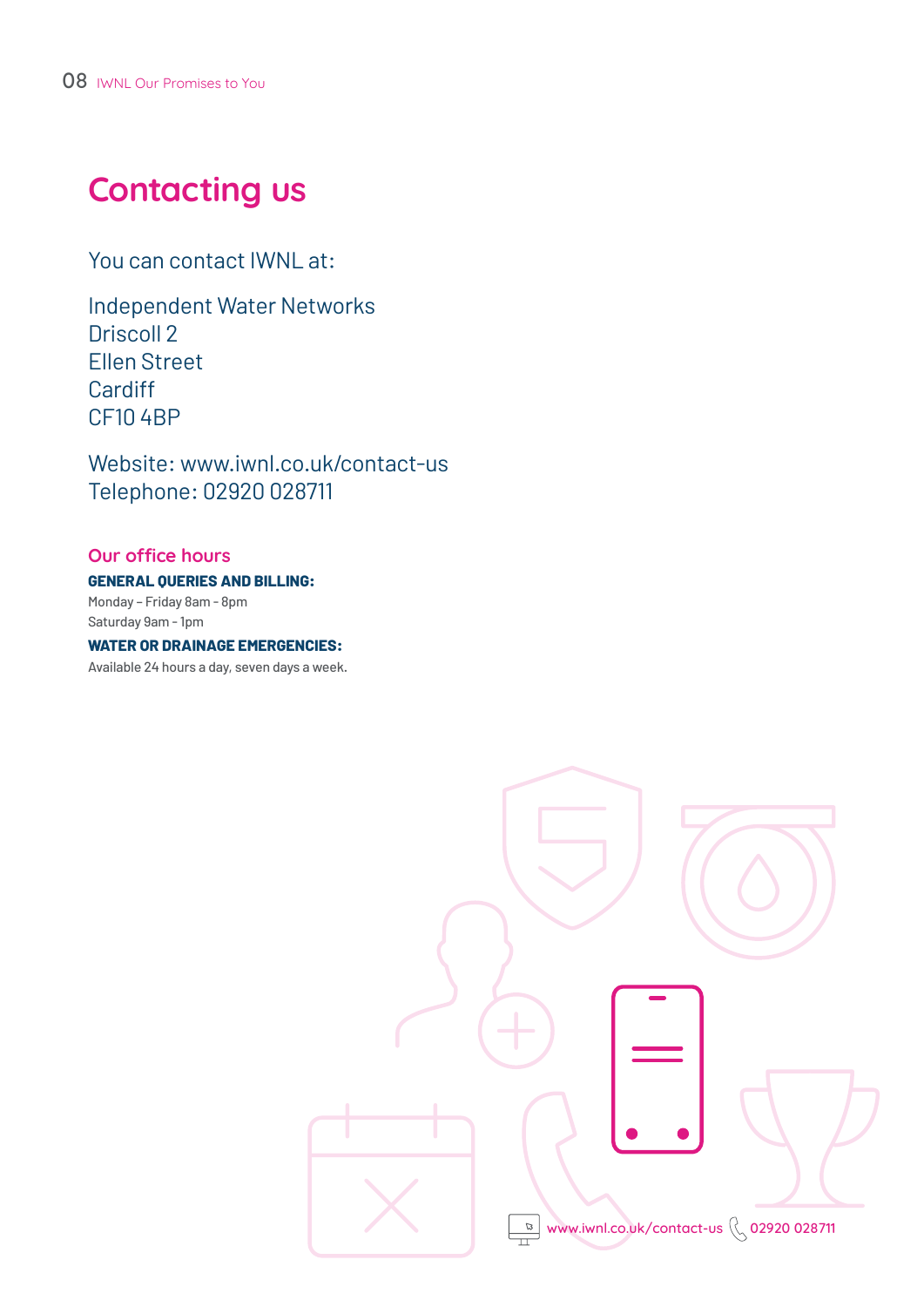# Contacting us

You can contact IWNL at:

Independent Water Networks
Driscoll 2
Ellen Street
Cardiff
CF10 4BP

Website: www.iwnl.co.uk/contact-us
Telephone: 02920 028711

## Our office hours

**GENERAL QUERIES AND BILLING:**

Monday – Friday 8am - 8pm
Saturday 9am - 1pm

**WATER OR DRAINAGE EMERGENCIES:**

Available 24 hours a day, seven days a week.

www.iwnl.co.uk/contact-us 02920 028711